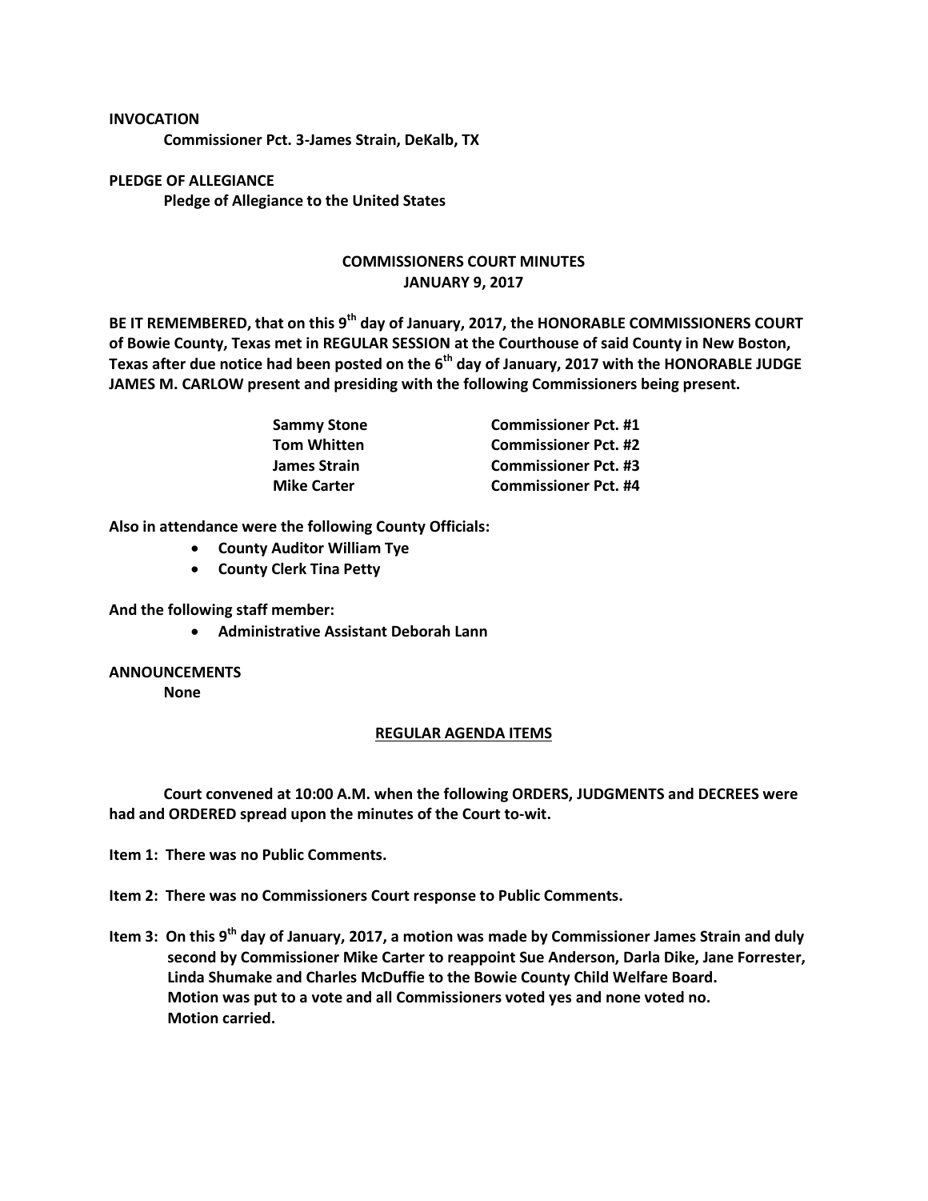**INVOCATION**

**Commissioner Pct. 3-James Strain, DeKalb, TX**

**PLEDGE OF ALLEGIANCE**

**Pledge of Allegiance to the United States**

**COMMISSIONERS COURT MINUTES**
**JANUARY 9, 2017**

**BE IT REMEMBERED, that on this 9th day of January, 2017, the HONORABLE COMMISSIONERS COURT of Bowie County, Texas met in REGULAR SESSION at the Courthouse of said County in New Boston, Texas after due notice had been posted on the 6th day of January, 2017 with the HONORABLE JUDGE JAMES M. CARLOW present and presiding with the following Commissioners being present.**

| | |
|---|---|
| **Sammy Stone** | **Commissioner Pct. #1** |
| **Tom Whitten** | **Commissioner Pct. #2** |
| **James Strain** | **Commissioner Pct. #3** |
| **Mike Carter** | **Commissioner Pct. #4** |

**Also in attendance were the following County Officials:**

- **County Auditor William Tye**
- **County Clerk Tina Petty**

**And the following staff member:**

- **Administrative Assistant Deborah Lann**

**ANNOUNCEMENTS**

**None**

**REGULAR AGENDA ITEMS**

**Court convened at 10:00 A.M. when the following ORDERS, JUDGMENTS and DECREES were had and ORDERED spread upon the minutes of the Court to-wit.**

**Item 1: There was no Public Comments.**

**Item 2: There was no Commissioners Court response to Public Comments.**

**Item 3: On this 9th day of January, 2017, a motion was made by Commissioner James Strain and duly second by Commissioner Mike Carter to reappoint Sue Anderson, Darla Dike, Jane Forrester, Linda Shumake and Charles McDuffie to the Bowie County Child Welfare Board. Motion was put to a vote and all Commissioners voted yes and none voted no. Motion carried.**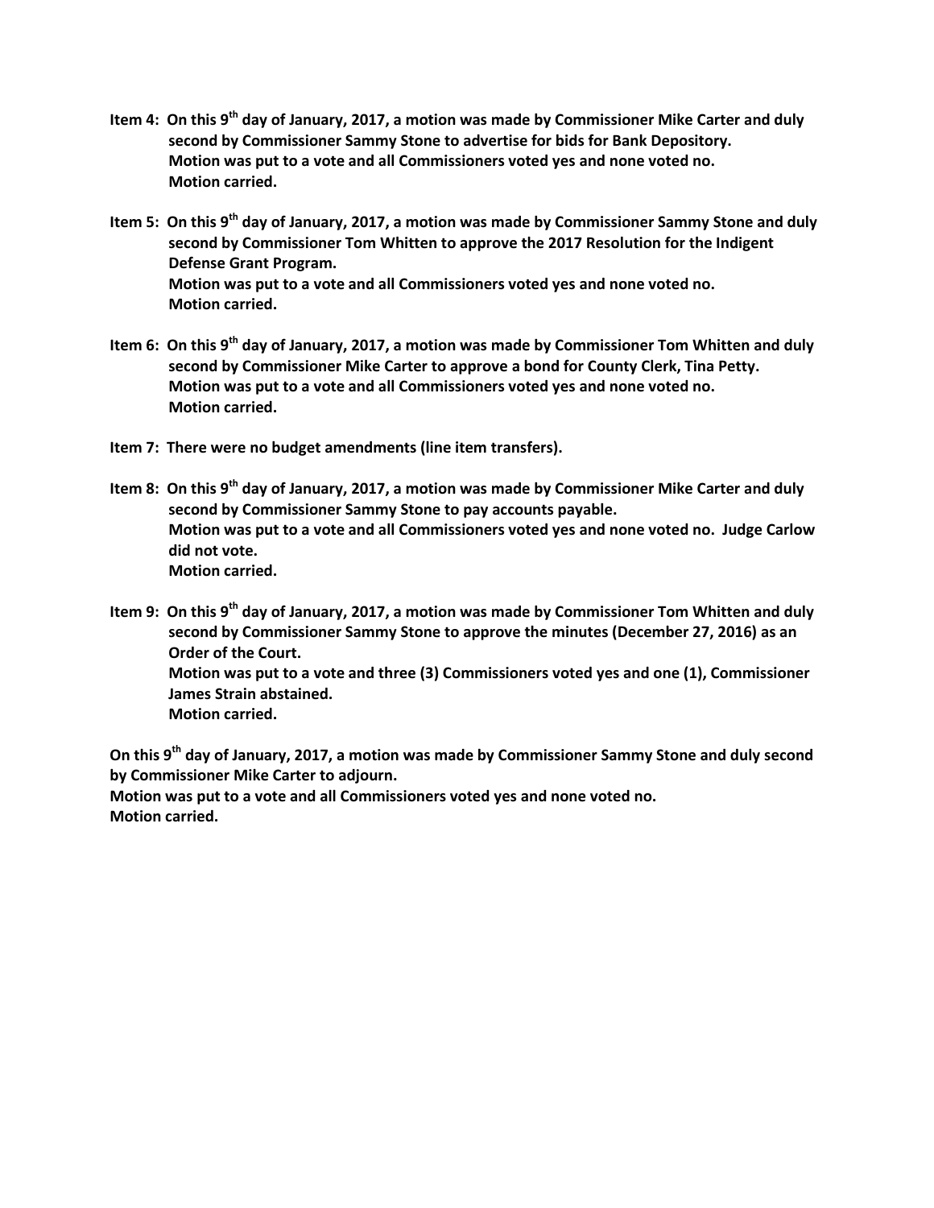**Item 4: On this 9th day of January, 2017, a motion was made by Commissioner Mike Carter and duly second by Commissioner Sammy Stone to advertise for bids for Bank Depository.**
**Motion was put to a vote and all Commissioners voted yes and none voted no.**
**Motion carried.**

**Item 5: On this 9th day of January, 2017, a motion was made by Commissioner Sammy Stone and duly second by Commissioner Tom Whitten to approve the 2017 Resolution for the Indigent Defense Grant Program.**
**Motion was put to a vote and all Commissioners voted yes and none voted no.**
**Motion carried.**

**Item 6: On this 9th day of January, 2017, a motion was made by Commissioner Tom Whitten and duly second by Commissioner Mike Carter to approve a bond for County Clerk, Tina Petty.**
**Motion was put to a vote and all Commissioners voted yes and none voted no.**
**Motion carried.**

**Item 7: There were no budget amendments (line item transfers).**

**Item 8: On this 9th day of January, 2017, a motion was made by Commissioner Mike Carter and duly second by Commissioner Sammy Stone to pay accounts payable.**
**Motion was put to a vote and all Commissioners voted yes and none voted no. Judge Carlow did not vote.**
**Motion carried.**

**Item 9: On this 9th day of January, 2017, a motion was made by Commissioner Tom Whitten and duly second by Commissioner Sammy Stone to approve the minutes (December 27, 2016) as an Order of the Court.**
**Motion was put to a vote and three (3) Commissioners voted yes and one (1), Commissioner James Strain abstained.**
**Motion carried.**

**On this 9th day of January, 2017, a motion was made by Commissioner Sammy Stone and duly second by Commissioner Mike Carter to adjourn.**
**Motion was put to a vote and all Commissioners voted yes and none voted no.**
**Motion carried.**